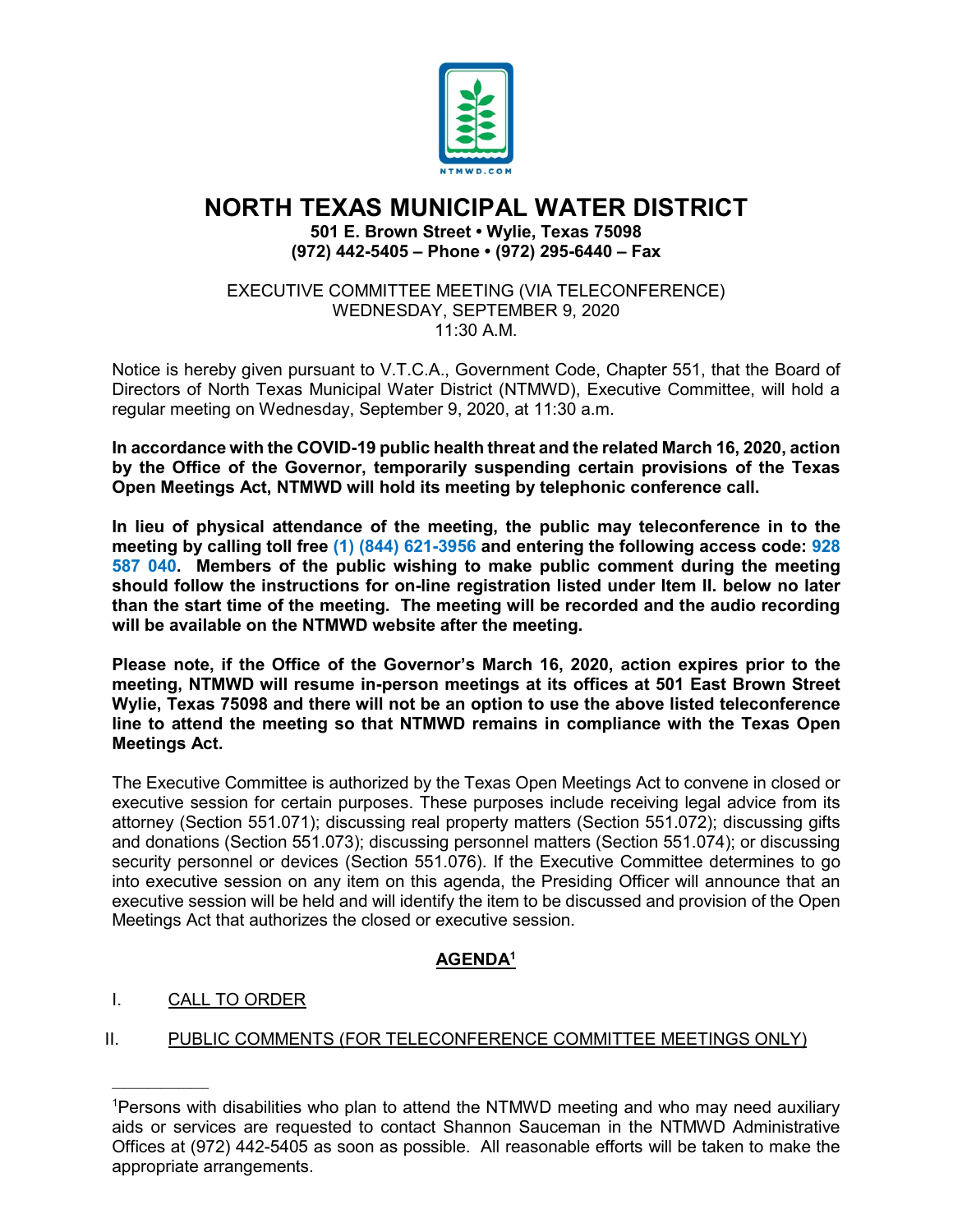NTMWD.COM

# NORTH TEXAS MUNICIPAL WATER DISTRICT

**501 E. Brown Street • Wylie, Texas 75098**
**(972) 442-5405 – Phone • (972) 295-6440 – Fax**

EXECUTIVE COMMITTEE MEETING (VIA TELECONFERENCE)
WEDNESDAY, SEPTEMBER 9, 2020
11:30 A.M.

Notice is hereby given pursuant to V.T.C.A., Government Code, Chapter 551, that the Board of Directors of North Texas Municipal Water District (NTMWD), Executive Committee, will hold a regular meeting on Wednesday, September 9, 2020, at 11:30 a.m.

**In accordance with the COVID-19 public health threat and the related March 16, 2020, action by the Office of the Governor, temporarily suspending certain provisions of the Texas Open Meetings Act, NTMWD will hold its meeting by telephonic conference call.**

**In lieu of physical attendance of the meeting, the public may teleconference in to the meeting by calling toll free (1) (844) 621-3956 and entering the following access code: 928 587 040. Members of the public wishing to make public comment during the meeting should follow the instructions for on-line registration listed under Item II. below no later than the start time of the meeting. The meeting will be recorded and the audio recording will be available on the NTMWD website after the meeting.**

**Please note, if the Office of the Governor's March 16, 2020, action expires prior to the meeting, NTMWD will resume in-person meetings at its offices at 501 East Brown Street Wylie, Texas 75098 and there will not be an option to use the above listed teleconference line to attend the meeting so that NTMWD remains in compliance with the Texas Open Meetings Act.**

The Executive Committee is authorized by the Texas Open Meetings Act to convene in closed or executive session for certain purposes. These purposes include receiving legal advice from its attorney (Section 551.071); discussing real property matters (Section 551.072); discussing gifts and donations (Section 551.073); discussing personnel matters (Section 551.074); or discussing security personnel or devices (Section 551.076). If the Executive Committee determines to go into executive session on any item on this agenda, the Presiding Officer will announce that an executive session will be held and will identify the item to be discussed and provision of the Open Meetings Act that authorizes the closed or executive session.

## AGENDA[1]

I. CALL TO ORDER

II. PUBLIC COMMENTS (FOR TELECONFERENCE COMMITTEE MEETINGS ONLY)

---

[1]Persons with disabilities who plan to attend the NTMWD meeting and who may need auxiliary aids or services are requested to contact Shannon Sauceman in the NTMWD Administrative Offices at (972) 442-5405 as soon as possible. All reasonable efforts will be taken to make the appropriate arrangements.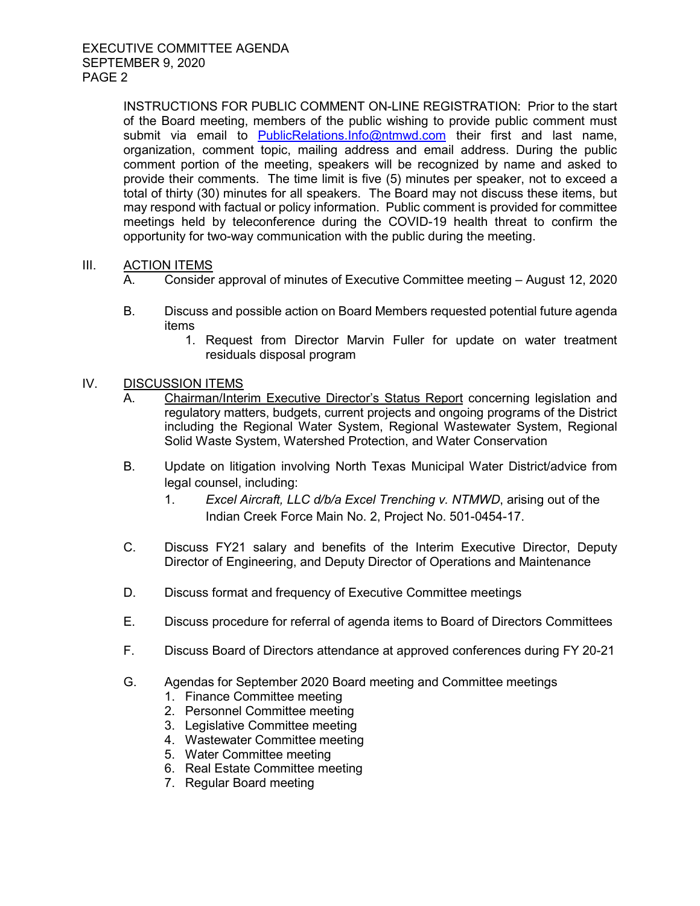INSTRUCTIONS FOR PUBLIC COMMENT ON-LINE REGISTRATION: Prior to the start of the Board meeting, members of the public wishing to provide public comment must submit via email to PublicRelations.Info@ntmwd.com their first and last name, organization, comment topic, mailing address and email address. During the public comment portion of the meeting, speakers will be recognized by name and asked to provide their comments. The time limit is five (5) minutes per speaker, not to exceed a total of thirty (30) minutes for all speakers. The Board may not discuss these items, but may respond with factual or policy information. Public comment is provided for committee meetings held by teleconference during the COVID-19 health threat to confirm the opportunity for two-way communication with the public during the meeting.

III. ACTION ITEMS

A. Consider approval of minutes of Executive Committee meeting – August 12, 2020

B. Discuss and possible action on Board Members requested potential future agenda items

1. Request from Director Marvin Fuller for update on water treatment residuals disposal program

IV. DISCUSSION ITEMS

A. Chairman/Interim Executive Director's Status Report concerning legislation and regulatory matters, budgets, current projects and ongoing programs of the District including the Regional Water System, Regional Wastewater System, Regional Solid Waste System, Watershed Protection, and Water Conservation

B. Update on litigation involving North Texas Municipal Water District/advice from legal counsel, including:

1. *Excel Aircraft, LLC d/b/a Excel Trenching v. NTMWD*, arising out of the Indian Creek Force Main No. 2, Project No. 501-0454-17.

C. Discuss FY21 salary and benefits of the Interim Executive Director, Deputy Director of Engineering, and Deputy Director of Operations and Maintenance

D. Discuss format and frequency of Executive Committee meetings

E. Discuss procedure for referral of agenda items to Board of Directors Committees

F. Discuss Board of Directors attendance at approved conferences during FY 20-21

G. Agendas for September 2020 Board meeting and Committee meetings

1. Finance Committee meeting
2. Personnel Committee meeting
3. Legislative Committee meeting
4. Wastewater Committee meeting
5. Water Committee meeting
6. Real Estate Committee meeting
7. Regular Board meeting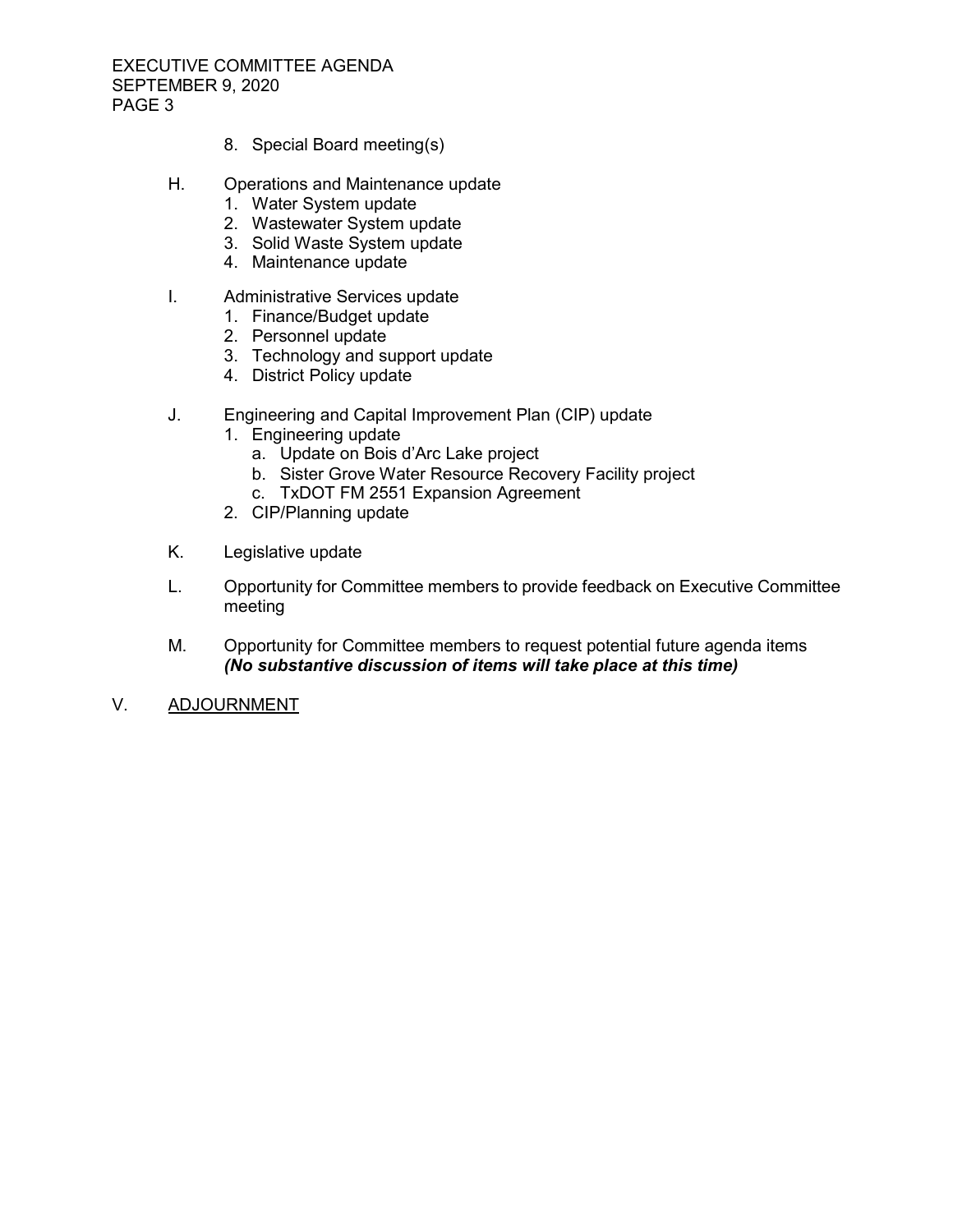8. Special Board meeting(s)

H. Operations and Maintenance update
   1. Water System update
   2. Wastewater System update
   3. Solid Waste System update
   4. Maintenance update

I. Administrative Services update
   1. Finance/Budget update
   2. Personnel update
   3. Technology and support update
   4. District Policy update

J. Engineering and Capital Improvement Plan (CIP) update
   1. Engineering update
      a. Update on Bois d'Arc Lake project
      b. Sister Grove Water Resource Recovery Facility project
      c. TxDOT FM 2551 Expansion Agreement
   2. CIP/Planning update

K. Legislative update

L. Opportunity for Committee members to provide feedback on Executive Committee meeting

M. Opportunity for Committee members to request potential future agenda items
   ***(No substantive discussion of items will take place at this time)***

V. ADJOURNMENT